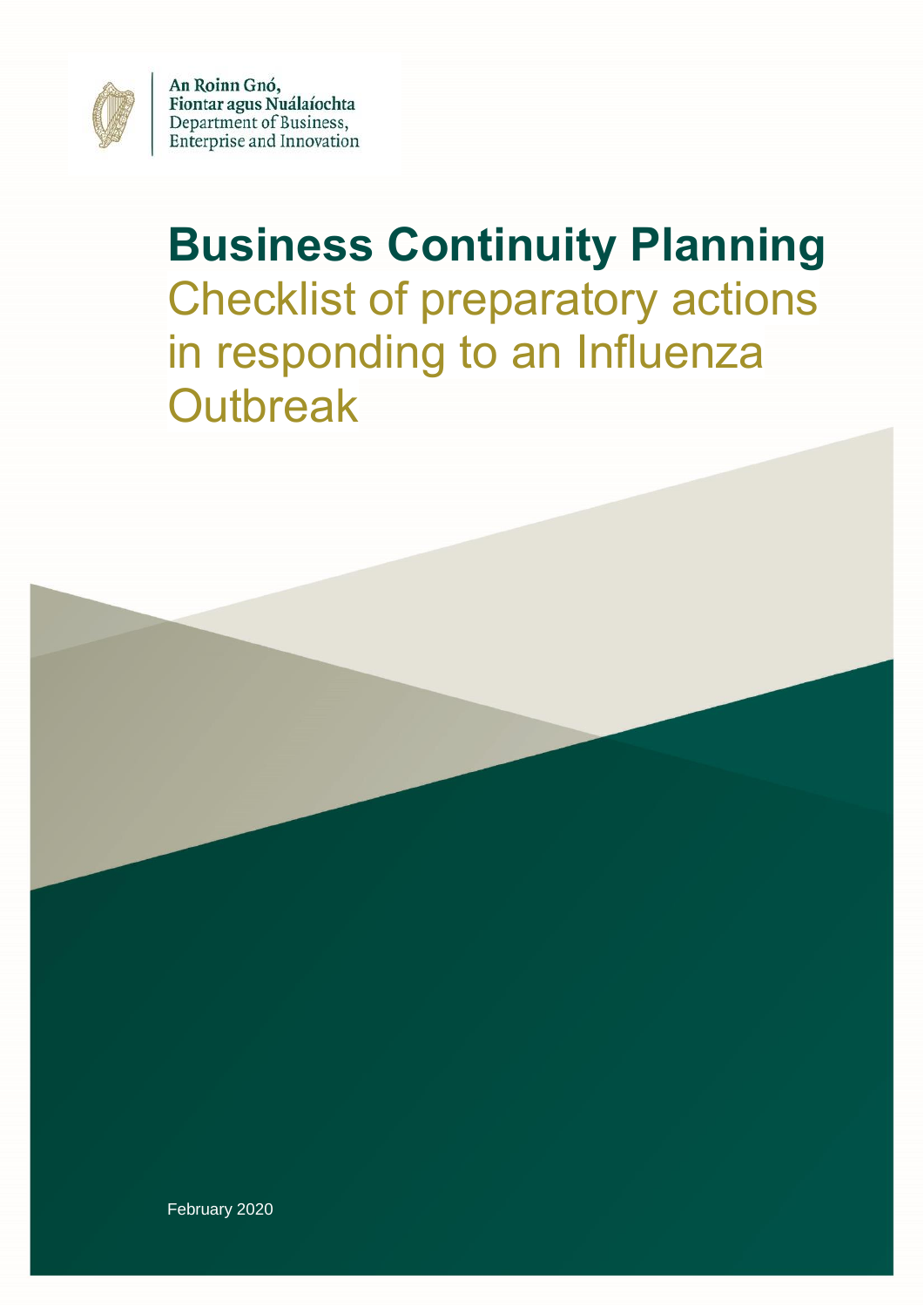An Roinn Gnó,
Fiontar agus Nuálaíochta
Department of Business,
Enterprise and Innovation

# Business Continuity Planning

## Checklist of preparatory actions in responding to an Influenza Outbreak

February 2020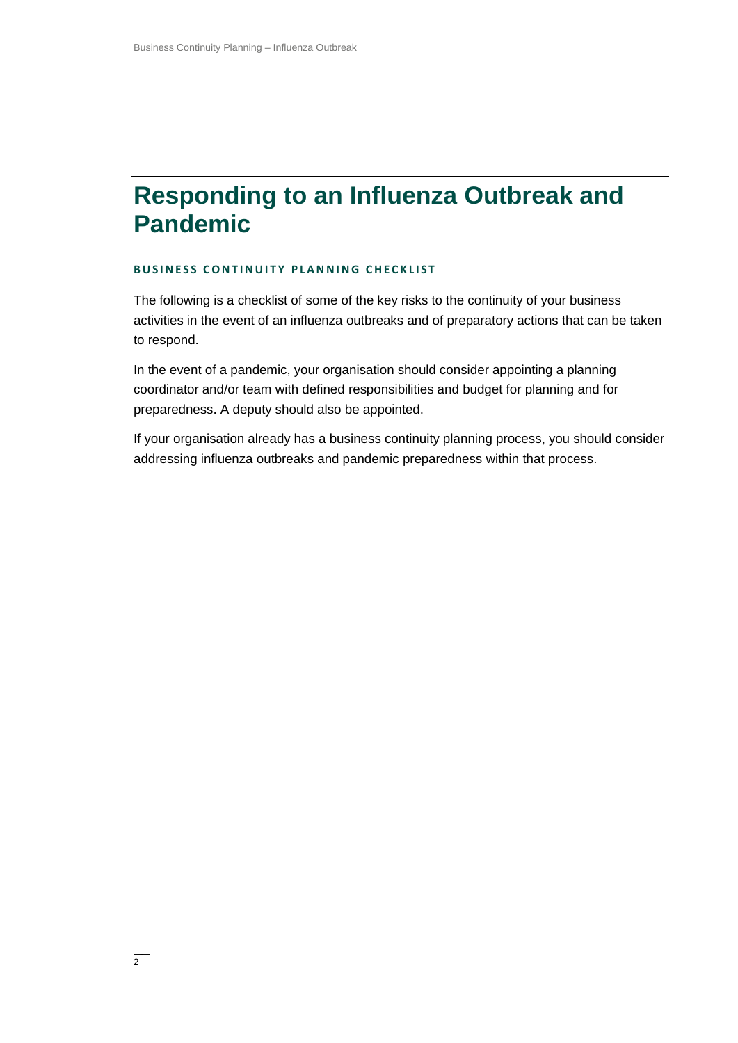# Responding to an Influenza Outbreak and Pandemic

### BUSINESS CONTINUITY PLANNING CHECKLIST

The following is a checklist of some of the key risks to the continuity of your business activities in the event of an influenza outbreaks and of preparatory actions that can be taken to respond.

In the event of a pandemic, your organisation should consider appointing a planning coordinator and/or team with defined responsibilities and budget for planning and for preparedness. A deputy should also be appointed.

If your organisation already has a business continuity planning process, you should consider addressing influenza outbreaks and pandemic preparedness within that process.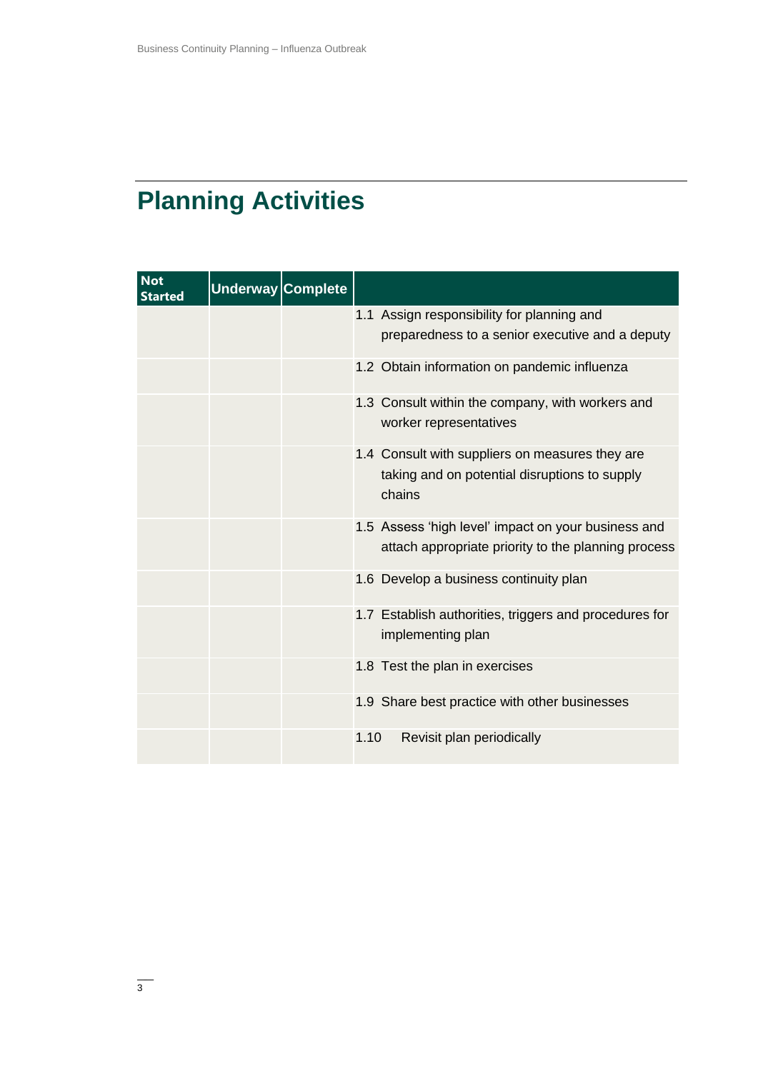# Planning Activities

| Not Started | Underway | Complete | |
|---|---|---|---|
| | | | 1.1 Assign responsibility for planning and preparedness to a senior executive and a deputy |
| | | | 1.2 Obtain information on pandemic influenza |
| | | | 1.3 Consult within the company, with workers and worker representatives |
| | | | 1.4 Consult with suppliers on measures they are taking and on potential disruptions to supply chains |
| | | | 1.5 Assess 'high level' impact on your business and attach appropriate priority to the planning process |
| | | | 1.6 Develop a business continuity plan |
| | | | 1.7 Establish authorities, triggers and procedures for implementing plan |
| | | | 1.8 Test the plan in exercises |
| | | | 1.9 Share best practice with other businesses |
| | | | 1.10 Revisit plan periodically |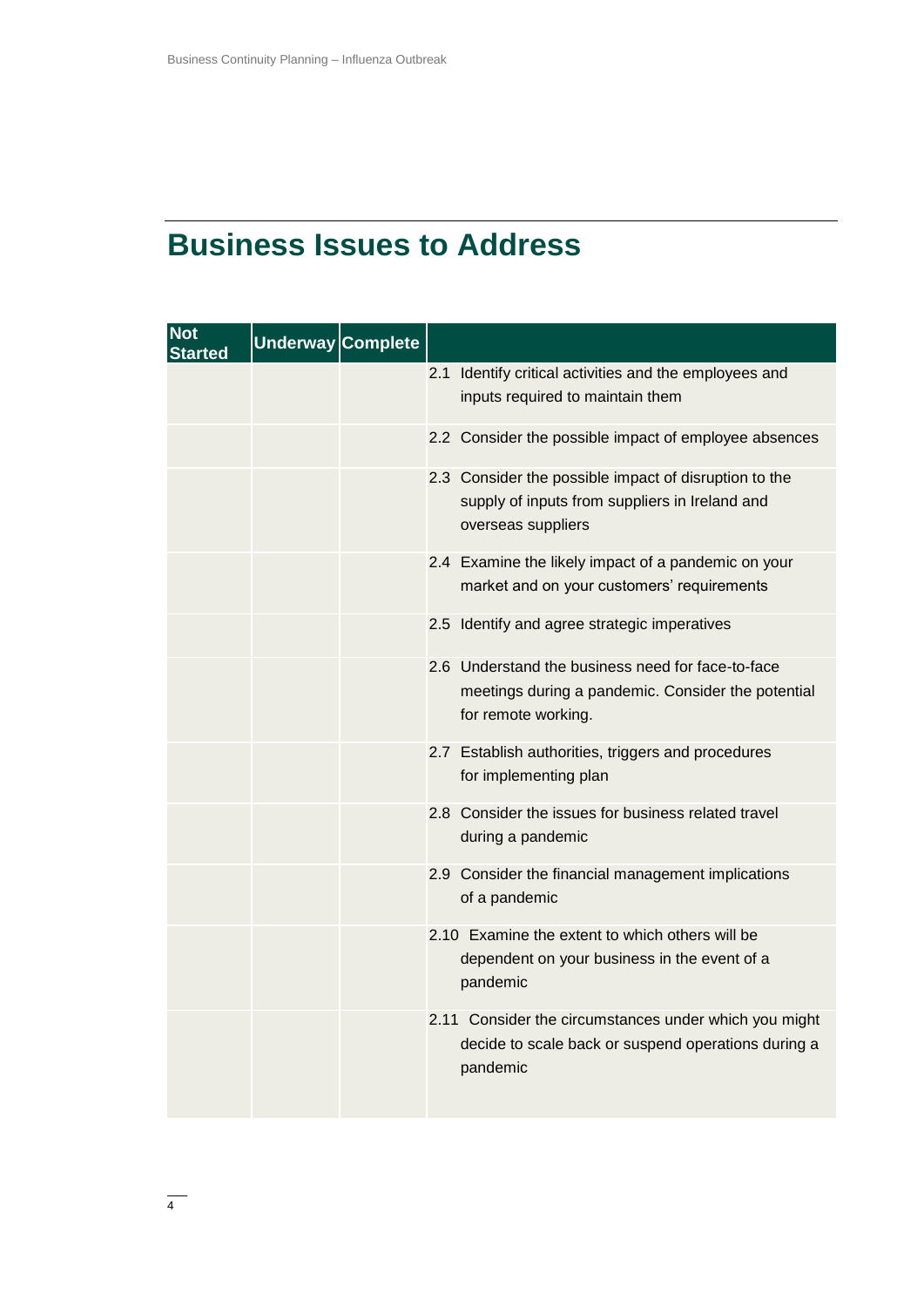# Business Issues to Address

| Not Started | Underway | Complete | |
|---|---|---|---|
| | | | 2.1 Identify critical activities and the employees and inputs required to maintain them |
| | | | 2.2 Consider the possible impact of employee absences |
| | | | 2.3 Consider the possible impact of disruption to the supply of inputs from suppliers in Ireland and overseas suppliers |
| | | | 2.4 Examine the likely impact of a pandemic on your market and on your customers' requirements |
| | | | 2.5 Identify and agree strategic imperatives |
| | | | 2.6 Understand the business need for face-to-face meetings during a pandemic. Consider the potential for remote working. |
| | | | 2.7 Establish authorities, triggers and procedures for implementing plan |
| | | | 2.8 Consider the issues for business related travel during a pandemic |
| | | | 2.9 Consider the financial management implications of a pandemic |
| | | | 2.10 Examine the extent to which others will be dependent on your business in the event of a pandemic |
| | | | 2.11 Consider the circumstances under which you might decide to scale back or suspend operations during a pandemic |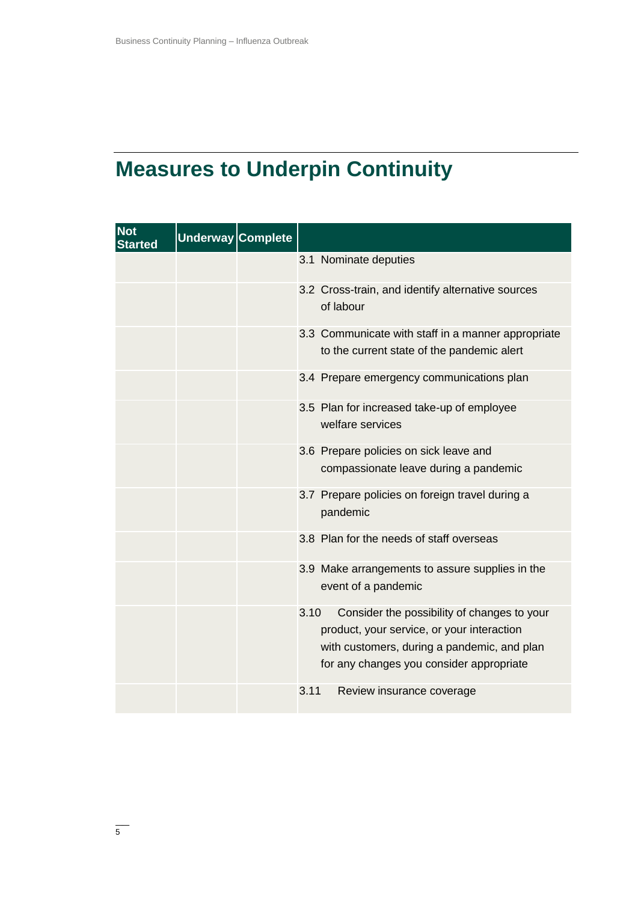# Measures to Underpin Continuity

| Not Started | Underway | Complete | |
|---|---|---|---|
| | | | 3.1 Nominate deputies |
| | | | 3.2 Cross-train, and identify alternative sources of labour |
| | | | 3.3 Communicate with staff in a manner appropriate to the current state of the pandemic alert |
| | | | 3.4 Prepare emergency communications plan |
| | | | 3.5 Plan for increased take-up of employee welfare services |
| | | | 3.6 Prepare policies on sick leave and compassionate leave during a pandemic |
| | | | 3.7 Prepare policies on foreign travel during a pandemic |
| | | | 3.8 Plan for the needs of staff overseas |
| | | | 3.9 Make arrangements to assure supplies in the event of a pandemic |
| | | | 3.10 Consider the possibility of changes to your product, your service, or your interaction with customers, during a pandemic, and plan for any changes you consider appropriate |
| | | | 3.11 Review insurance coverage |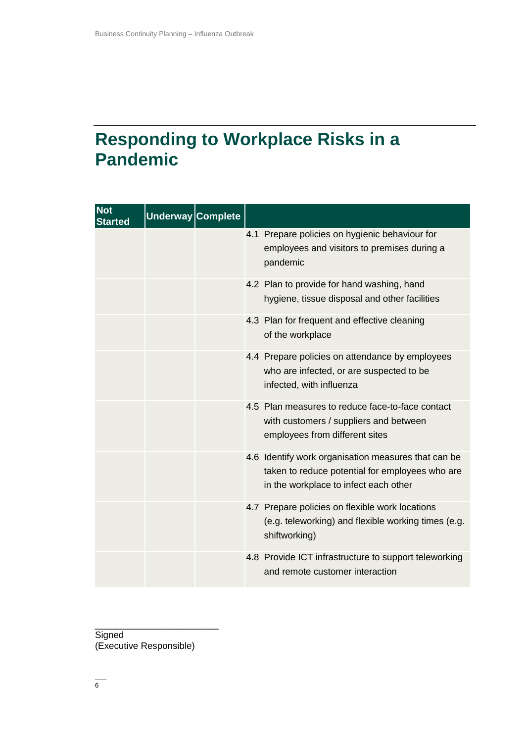# Responding to Workplace Risks in a Pandemic

| Not Started | Underway | Complete | |
|---|---|---|---|
| | | | 4.1 Prepare policies on hygienic behaviour for employees and visitors to premises during a pandemic |
| | | | 4.2 Plan to provide for hand washing, hand hygiene, tissue disposal and other facilities |
| | | | 4.3 Plan for frequent and effective cleaning of the workplace |
| | | | 4.4 Prepare policies on attendance by employees who are infected, or are suspected to be infected, with influenza |
| | | | 4.5 Plan measures to reduce face-to-face contact with customers / suppliers and between employees from different sites |
| | | | 4.6 Identify work organisation measures that can be taken to reduce potential for employees who are in the workplace to infect each other |
| | | | 4.7 Prepare policies on flexible work locations (e.g. teleworking) and flexible working times (e.g. shiftworking) |
| | | | 4.8 Provide ICT infrastructure to support teleworking and remote customer interaction |

_________________________

Signed
(Executive Responsible)